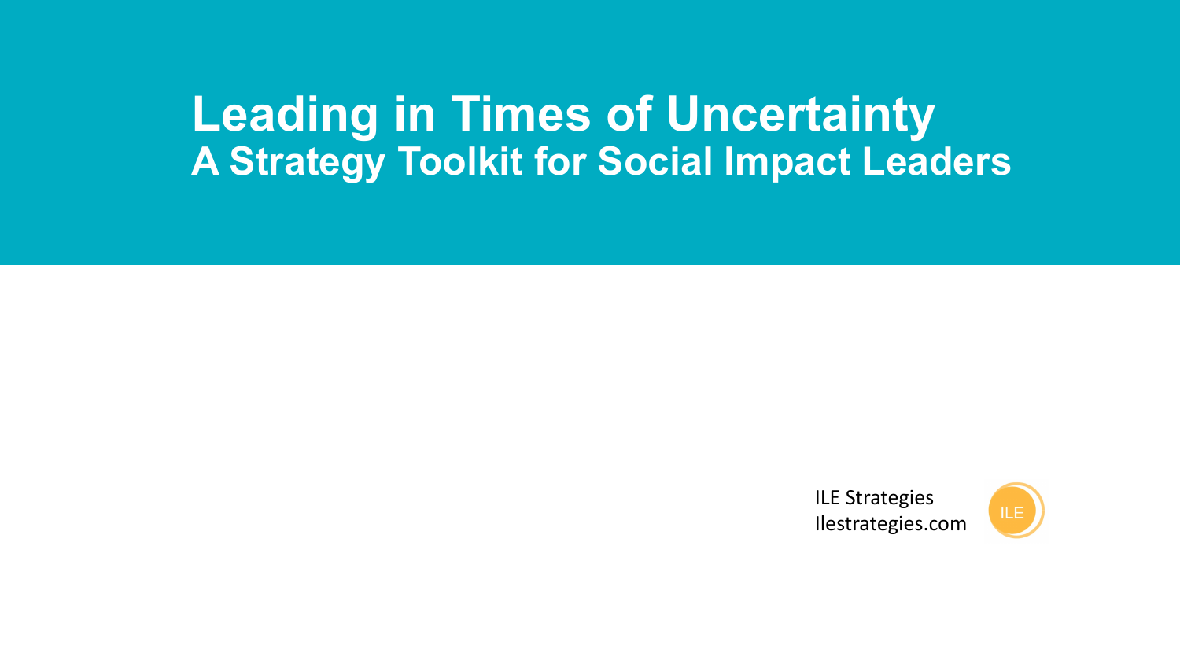# Leading in Times of Uncertainty
## A Strategy Toolkit for Social Impact Leaders

ILE Strategies
Ilestrategies.com

ILE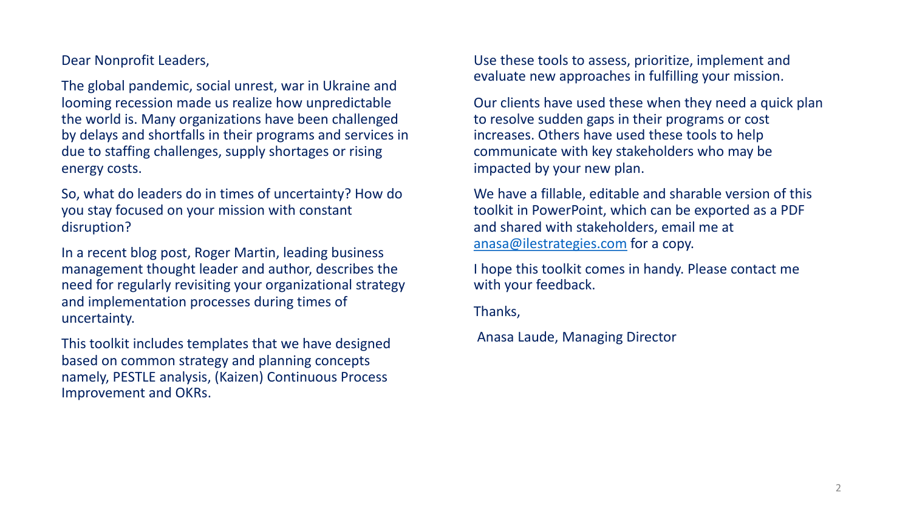Dear Nonprofit Leaders,

The global pandemic, social unrest, war in Ukraine and looming recession made us realize how unpredictable the world is. Many organizations have been challenged by delays and shortfalls in their programs and services in due to staffing challenges, supply shortages or rising energy costs.

So, what do leaders do in times of uncertainty? How do you stay focused on your mission with constant disruption?

In a recent blog post, Roger Martin, leading business management thought leader and author, describes the need for regularly revisiting your organizational strategy and implementation processes during times of uncertainty.

This toolkit includes templates that we have designed based on common strategy and planning concepts namely, PESTLE analysis, (Kaizen) Continuous Process Improvement and OKRs.

Use these tools to assess, prioritize, implement and evaluate new approaches in fulfilling your mission.

Our clients have used these when they need a quick plan to resolve sudden gaps in their programs or cost increases. Others have used these tools to help communicate with key stakeholders who may be impacted by your new plan.

We have a fillable, editable and sharable version of this toolkit in PowerPoint, which can be exported as a PDF and shared with stakeholders, email me at [anasa@ilestrategies.com](mailto:anasa@ilestrategies.com) for a copy.

I hope this toolkit comes in handy. Please contact me with your feedback.

Thanks,

Anasa Laude, Managing Director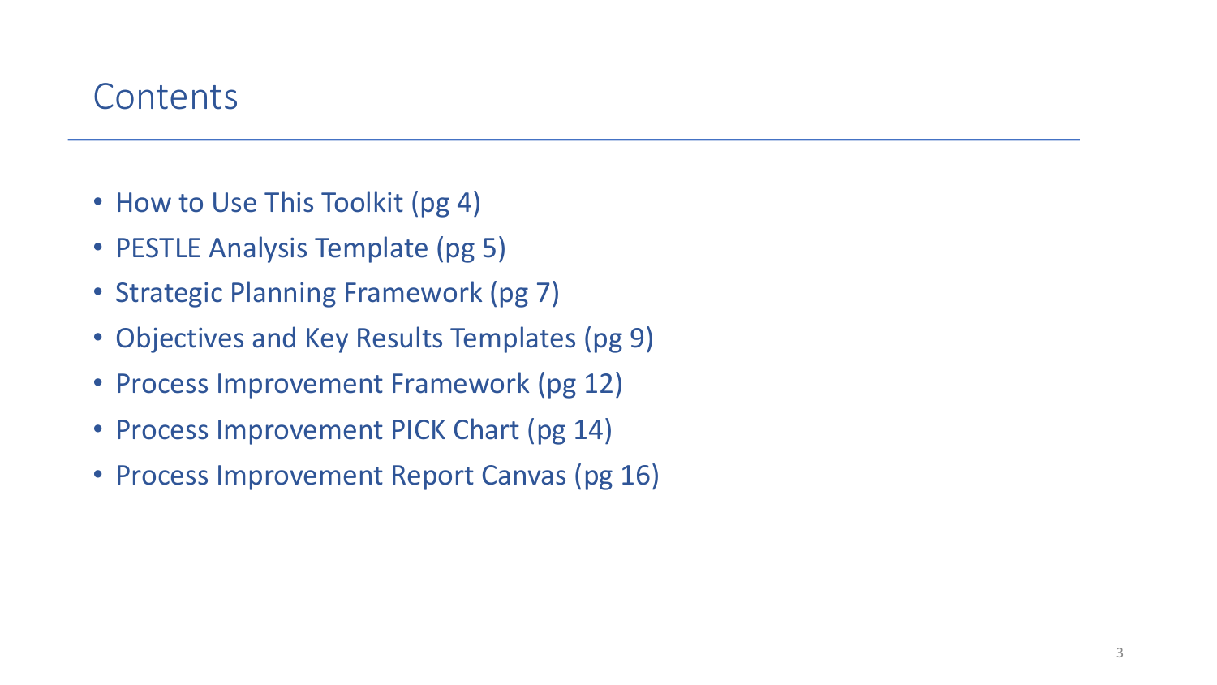# Contents

- How to Use This Toolkit (pg 4)
- PESTLE Analysis Template (pg 5)
- Strategic Planning Framework (pg 7)
- Objectives and Key Results Templates (pg 9)
- Process Improvement Framework (pg 12)
- Process Improvement PICK Chart (pg 14)
- Process Improvement Report Canvas (pg 16)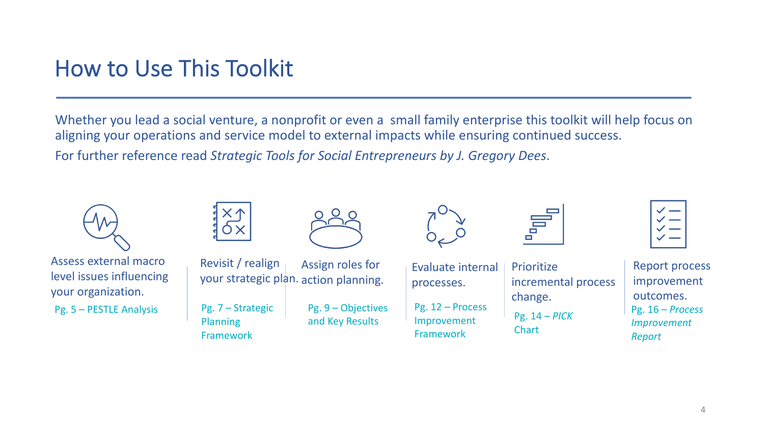# How to Use This Toolkit

Whether you lead a social venture, a nonprofit or even a small family enterprise this toolkit will help focus on aligning your operations and service model to external impacts while ensuring continued success.

For further reference read *Strategic Tools for Social Entrepreneurs by J. Gregory Dees*.

- Assess external macro level issues influencing your organization.
  Pg. 5 – PESTLE Analysis

- Revisit / realign your strategic plan.
  Pg. 7 – Strategic Planning Framework

- Assign roles for action planning.
  Pg. 9 – Objectives and Key Results

- Evaluate internal processes.
  Pg. 12 – Process Improvement Framework

- Prioritize incremental process change.
  Pg. 14 – *PICK* Chart

- Report process improvement outcomes.
  Pg. 16 – *Process Improvement Report*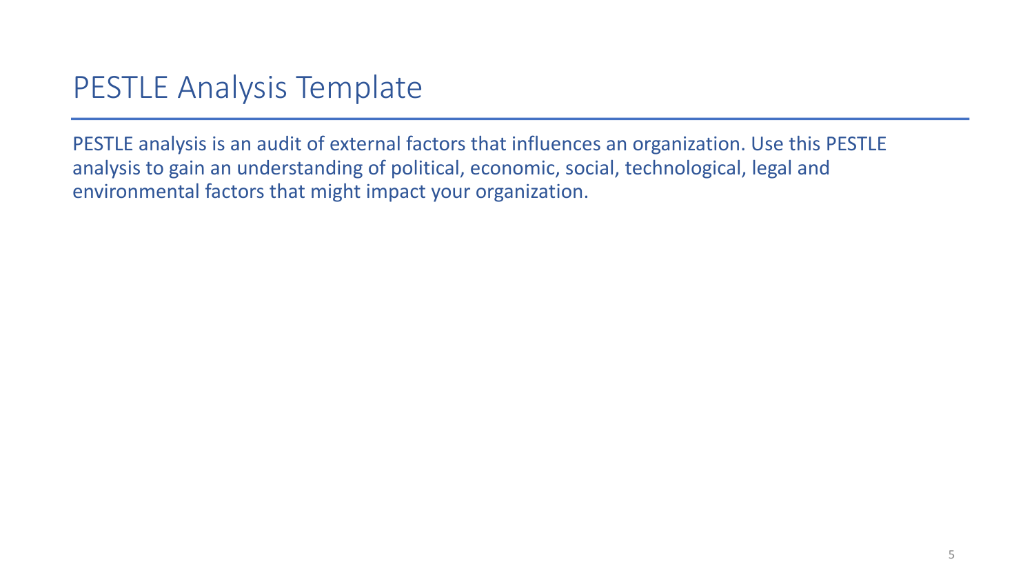# PESTLE Analysis Template

PESTLE analysis is an audit of external factors that influences an organization. Use this PESTLE analysis to gain an understanding of political, economic, social, technological, legal and environmental factors that might impact your organization.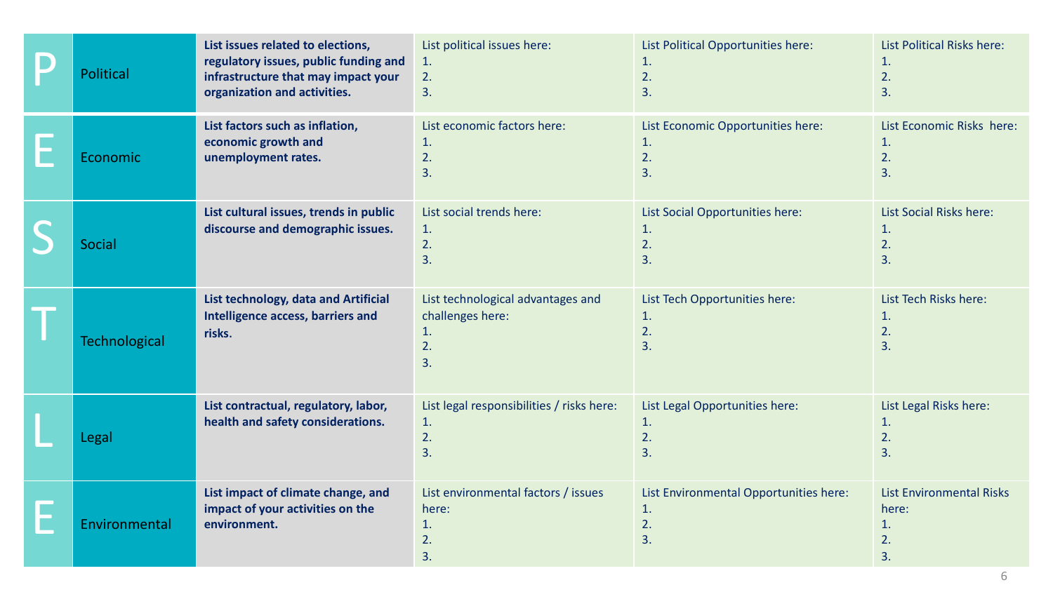| | | | | | |
|---|---|---|---|---|---|
| P | Political | **List issues related to elections, regulatory issues, public funding and infrastructure that may impact your organization and activities.** | List political issues here:<br>1.<br>2.<br>3. | List Political Opportunities here:<br>1.<br>2.<br>3. | List Political Risks here:<br>1.<br>2.<br>3. |
| E | Economic | **List factors such as inflation, economic growth and unemployment rates.** | List economic factors here:<br>1.<br>2.<br>3. | List Economic Opportunities here:<br>1.<br>2.<br>3. | List Economic Risks here:<br>1.<br>2.<br>3. |
| S | Social | **List cultural issues, trends in public discourse and demographic issues.** | List social trends here:<br>1.<br>2.<br>3. | List Social Opportunities here:<br>1.<br>2.<br>3. | List Social Risks here:<br>1.<br>2.<br>3. |
| T | Technological | **List technology, data and Artificial Intelligence access, barriers and risks.** | List technological advantages and challenges here:<br>1.<br>2.<br>3. | List Tech Opportunities here:<br>1.<br>2.<br>3. | List Tech Risks here:<br>1.<br>2.<br>3. |
| L | Legal | **List contractual, regulatory, labor, health and safety considerations.** | List legal responsibilities / risks here:<br>1.<br>2.<br>3. | List Legal Opportunities here:<br>1.<br>2.<br>3. | List Legal Risks here:<br>1.<br>2.<br>3. |
| E | Environmental | **List impact of climate change, and impact of your activities on the environment.** | List environmental factors / issues here:<br>1.<br>2.<br>3. | List Environmental Opportunities here:<br>1.<br>2.<br>3. | List Environmental Risks here:<br>1.<br>2.<br>3. |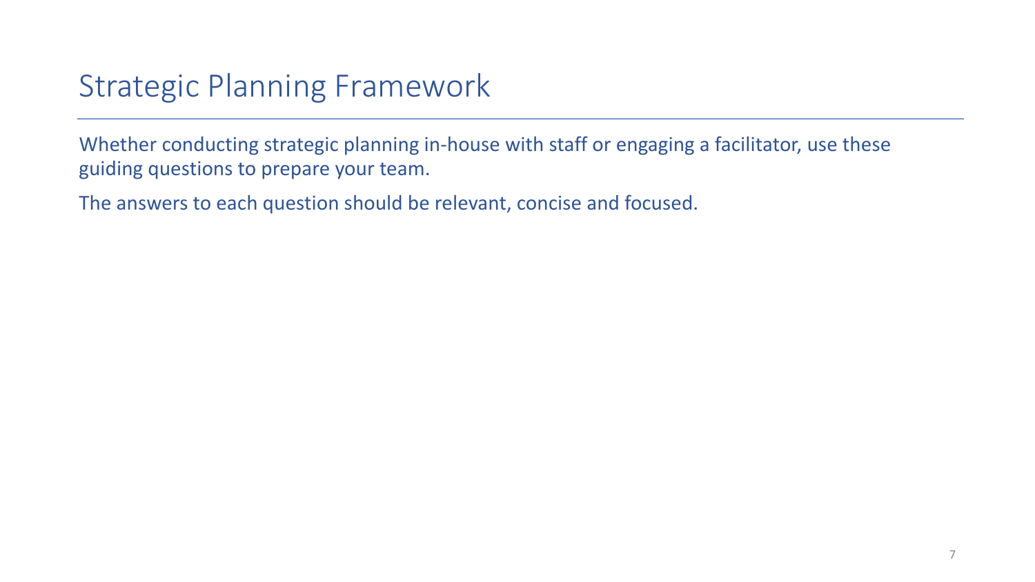# Strategic Planning Framework

Whether conducting strategic planning in-house with staff or engaging a facilitator, use these guiding questions to prepare your team.

The answers to each question should be relevant, concise and focused.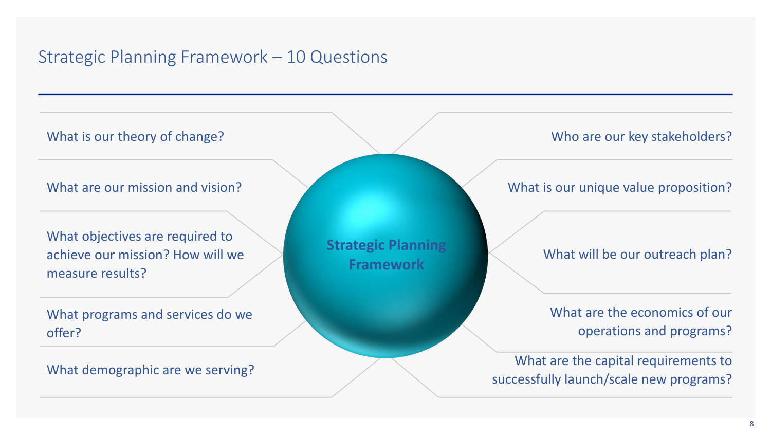# Strategic Planning Framework – 10 Questions

**Strategic Planning Framework**

- What is our theory of change?
- What are our mission and vision?
- What objectives are required to achieve our mission? How will we measure results?
- What programs and services do we offer?
- What demographic are we serving?
- Who are our key stakeholders?
- What is our unique value proposition?
- What will be our outreach plan?
- What are the economics of our operations and programs?
- What are the capital requirements to successfully launch/scale new programs?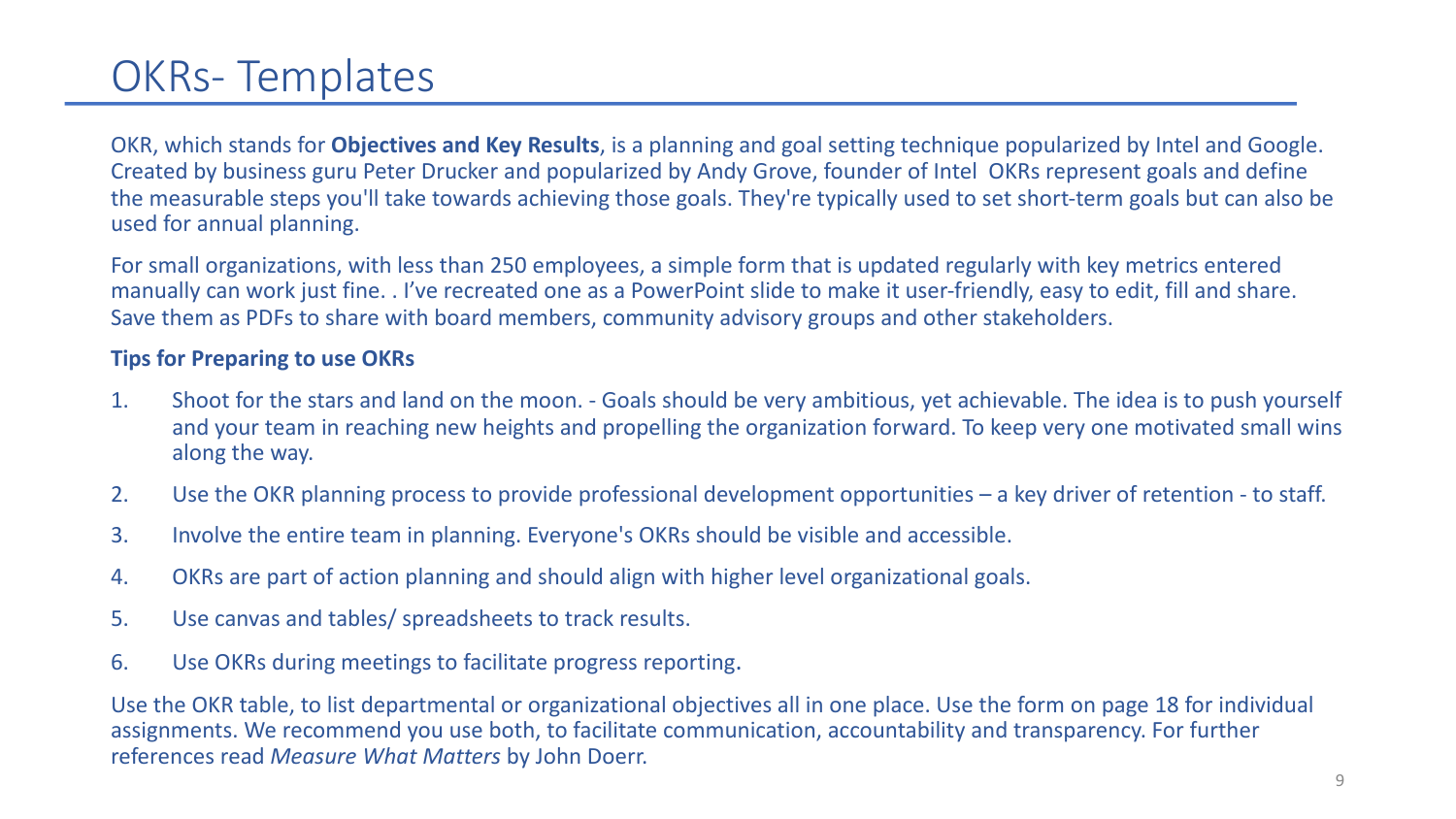# OKRs- Templates

OKR, which stands for **Objectives and Key Results**, is a planning and goal setting technique popularized by Intel and Google. Created by business guru Peter Drucker and popularized by Andy Grove, founder of Intel OKRs represent goals and define the measurable steps you'll take towards achieving those goals. They're typically used to set short-term goals but can also be used for annual planning.

For small organizations, with less than 250 employees, a simple form that is updated regularly with key metrics entered manually can work just fine. . I've recreated one as a PowerPoint slide to make it user-friendly, easy to edit, fill and share. Save them as PDFs to share with board members, community advisory groups and other stakeholders.

**Tips for Preparing to use OKRs**

1. Shoot for the stars and land on the moon. - Goals should be very ambitious, yet achievable. The idea is to push yourself and your team in reaching new heights and propelling the organization forward. To keep very one motivated small wins along the way.
2. Use the OKR planning process to provide professional development opportunities – a key driver of retention - to staff.
3. Involve the entire team in planning. Everyone's OKRs should be visible and accessible.
4. OKRs are part of action planning and should align with higher level organizational goals.
5. Use canvas and tables/ spreadsheets to track results.
6. Use OKRs during meetings to facilitate progress reporting.

Use the OKR table, to list departmental or organizational objectives all in one place. Use the form on page 18 for individual assignments. We recommend you use both, to facilitate communication, accountability and transparency. For further references read *Measure What Matters* by John Doerr.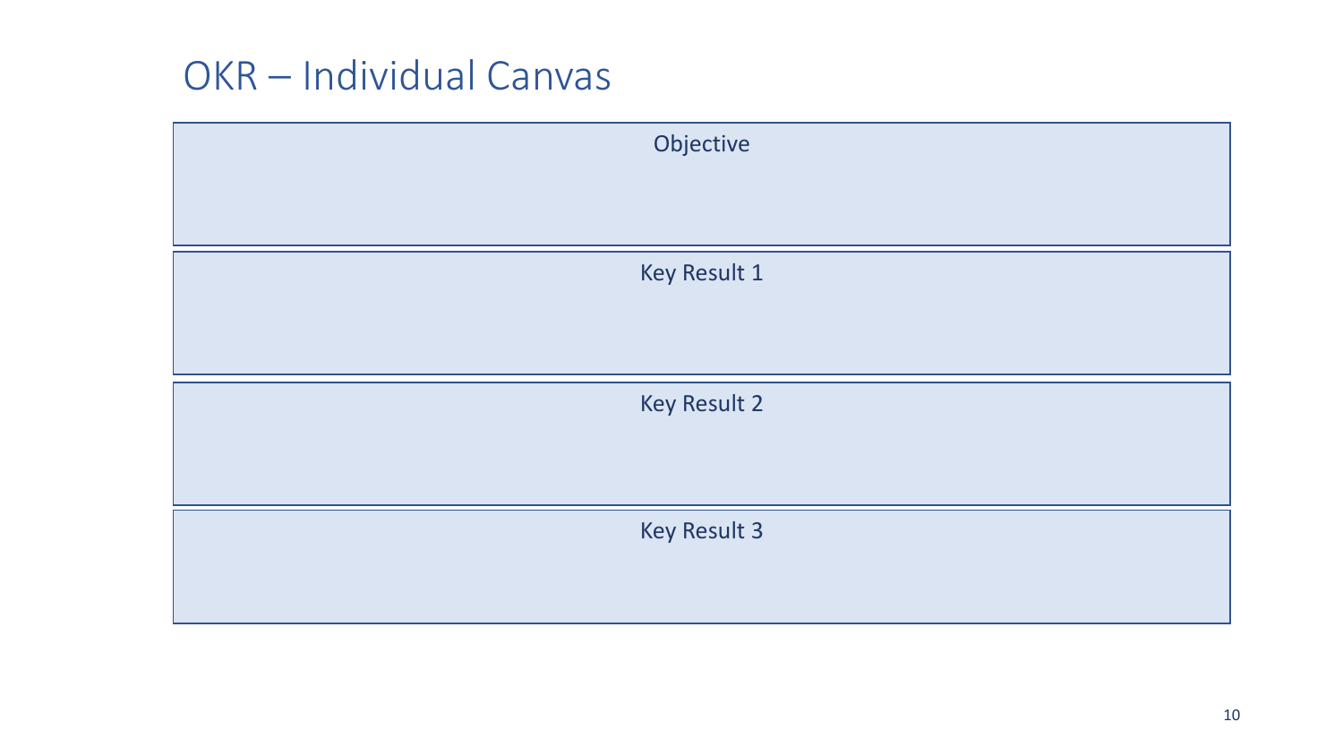# OKR – Individual Canvas

| Objective |
| --- |
| Key Result 1 |
| Key Result 2 |
| Key Result 3 |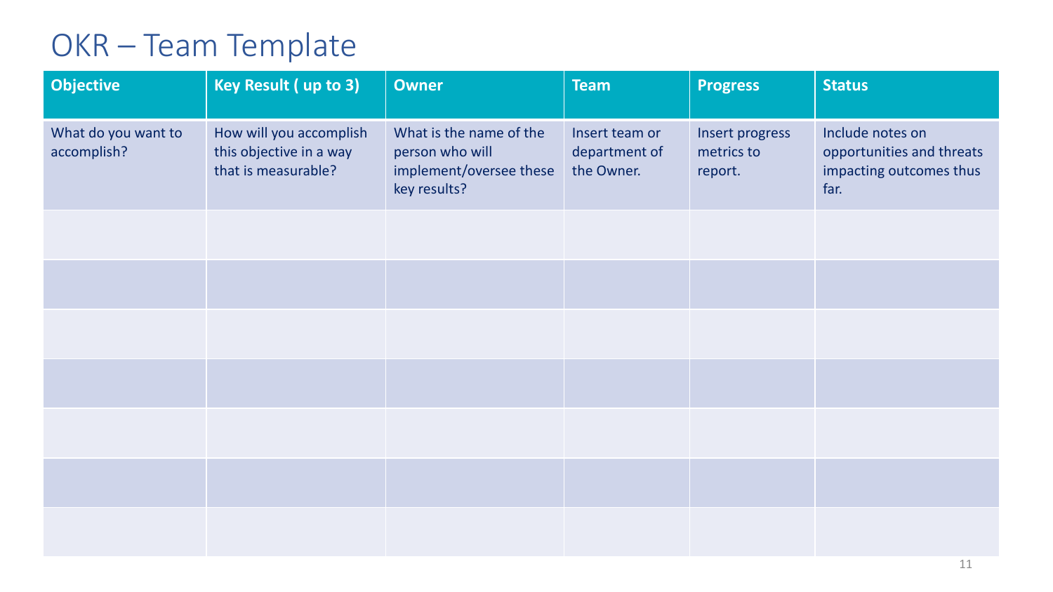# OKR – Team Template

| Objective | Key Result ( up to 3) | Owner | Team | Progress | Status |
|---|---|---|---|---|---|
| What do you want to accomplish? | How will you accomplish this objective in a way that is measurable? | What is the name of the person who will implement/oversee these key results? | Insert team or department of the Owner. | Insert progress metrics to report. | Include notes on opportunities and threats impacting outcomes thus far. |
| | | | | | |
| | | | | | |
| | | | | | |
| | | | | | |
| | | | | | |
| | | | | | |
| | | | | | |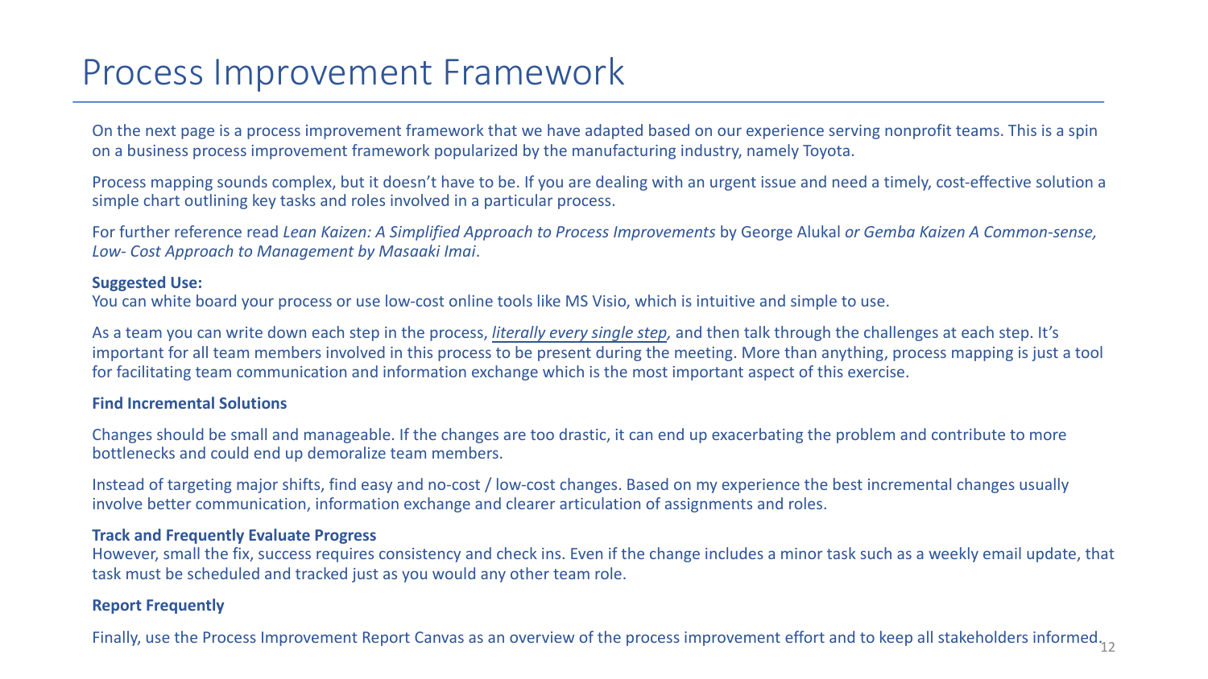# Process Improvement Framework

On the next page is a process improvement framework that we have adapted based on our experience serving nonprofit teams. This is a spin on a business process improvement framework popularized by the manufacturing industry, namely Toyota.

Process mapping sounds complex, but it doesn't have to be. If you are dealing with an urgent issue and need a timely, cost-effective solution a simple chart outlining key tasks and roles involved in a particular process.

For further reference read *Lean Kaizen: A Simplified Approach to Process Improvements* by George Alukal *or Gemba Kaizen A Common-sense, Low- Cost Approach to Management by Masaaki Imai*.

**Suggested Use:**
You can white board your process or use low-cost online tools like MS Visio, which is intuitive and simple to use.

As a team you can write down each step in the process, *literally every single step,* and then talk through the challenges at each step. It's important for all team members involved in this process to be present during the meeting. More than anything, process mapping is just a tool for facilitating team communication and information exchange which is the most important aspect of this exercise.

**Find Incremental Solutions**

Changes should be small and manageable. If the changes are too drastic, it can end up exacerbating the problem and contribute to more bottlenecks and could end up demoralize team members.

Instead of targeting major shifts, find easy and no-cost / low-cost changes. Based on my experience the best incremental changes usually involve better communication, information exchange and clearer articulation of assignments and roles.

**Track and Frequently Evaluate Progress**
However, small the fix, success requires consistency and check ins. Even if the change includes a minor task such as a weekly email update, that task must be scheduled and tracked just as you would any other team role.

**Report Frequently**

Finally, use the Process Improvement Report Canvas as an overview of the process improvement effort and to keep all stakeholders informed.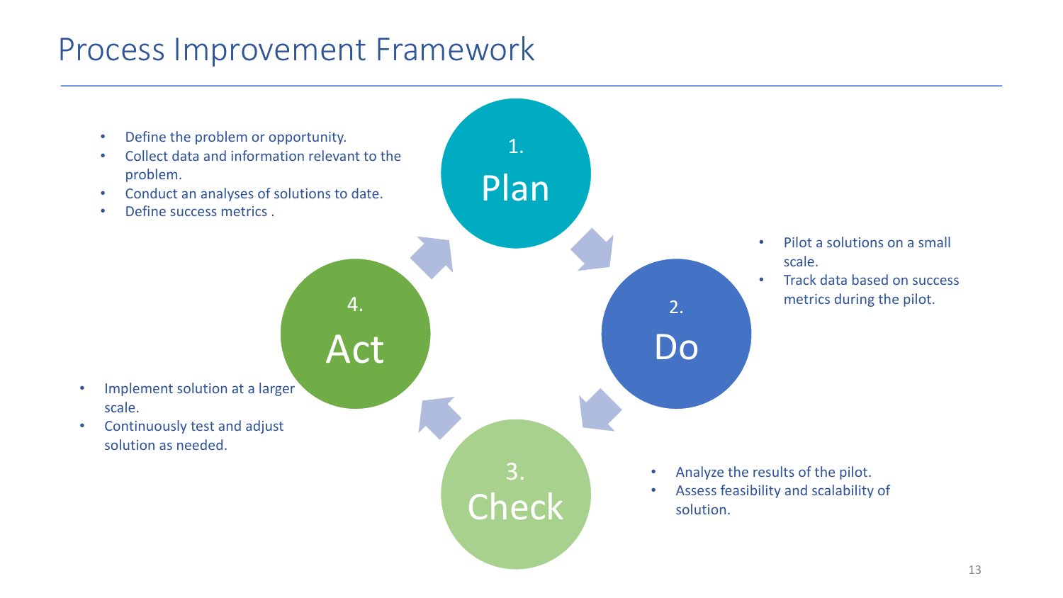# Process Improvement Framework

## 1. Plan

- Define the problem or opportunity.
- Collect data and information relevant to the problem.
- Conduct an analyses of solutions to date.
- Define success metrics .

## 2. Do

- Pilot a solutions on a small scale.
- Track data based on success metrics during the pilot.

## 3. Check

- Analyze the results of the pilot.
- Assess feasibility and scalability of solution.

## 4. Act

- Implement solution at a larger scale.
- Continuously test and adjust solution as needed.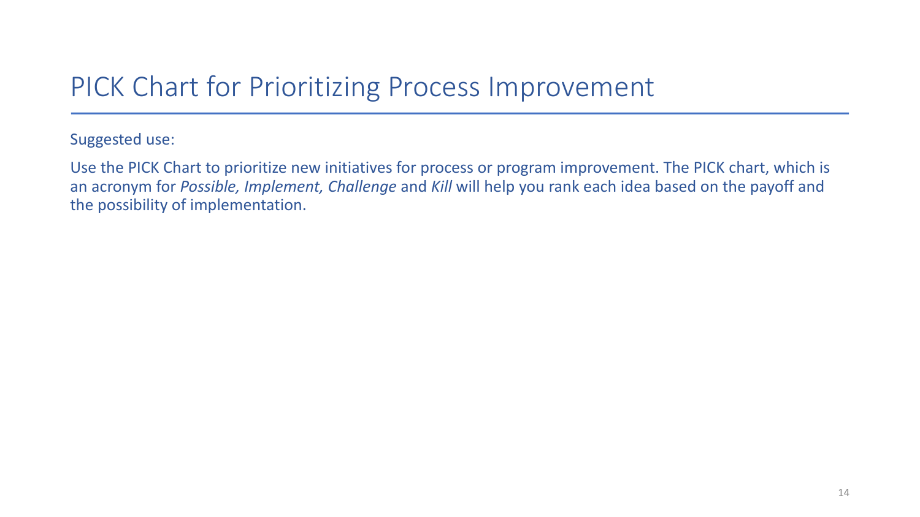# PICK Chart for Prioritizing Process Improvement

Suggested use:

Use the PICK Chart to prioritize new initiatives for process or program improvement. The PICK chart, which is an acronym for *Possible, Implement, Challenge* and *Kill* will help you rank each idea based on the payoff and the possibility of implementation.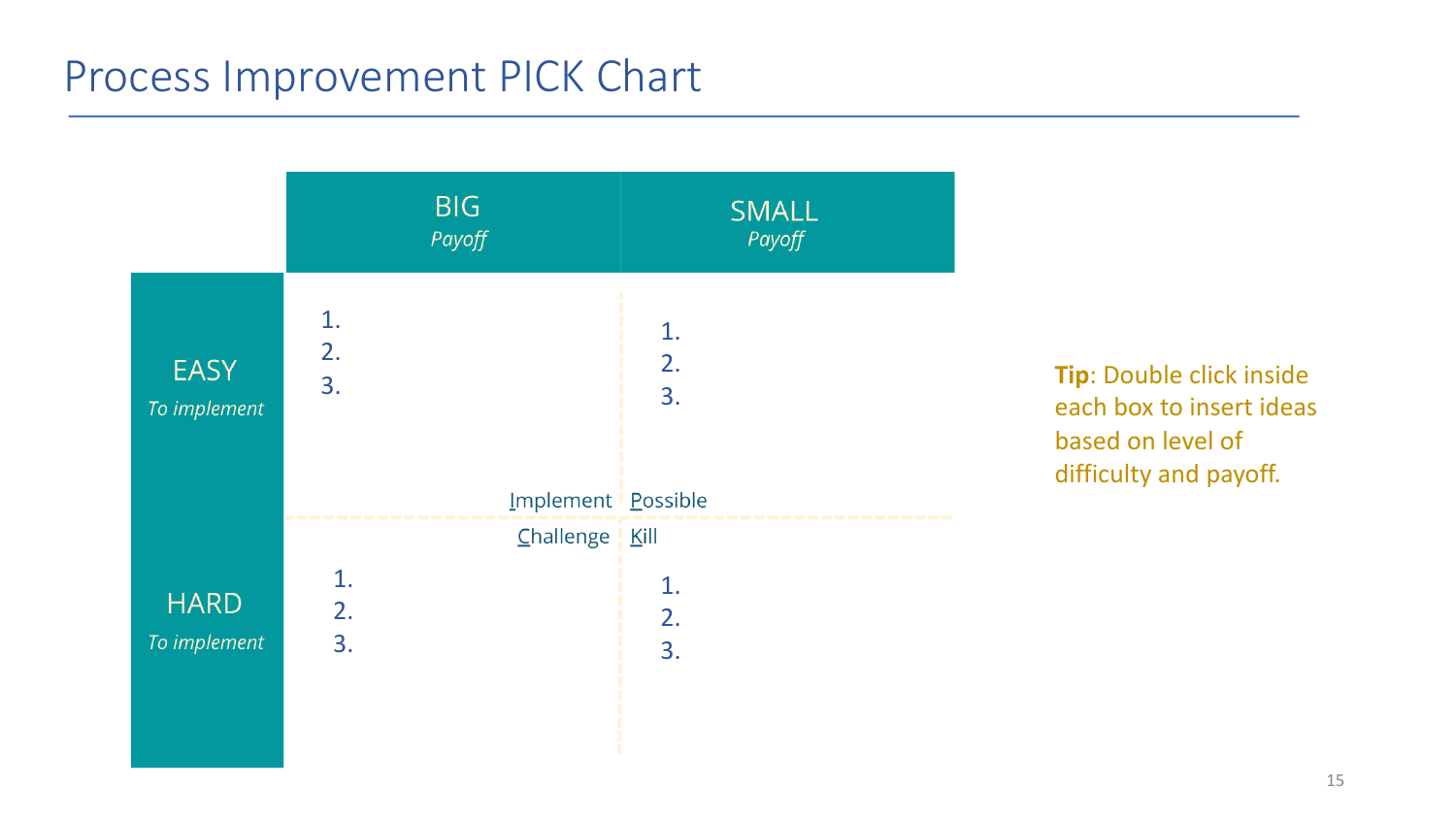# Process Improvement PICK Chart

| | BIG *Payoff* | SMALL *Payoff* |
|---|---|---|
| EASY *To implement* | 1.<br>2.<br>3.<br><br>Implement | 1.<br>2.<br>3.<br><br>Possible |
| HARD *To implement* | Challenge<br><br>1.<br>2.<br>3. | Kill<br><br>1.<br>2.<br>3. |

**Tip**: Double click inside each box to insert ideas based on level of difficulty and payoff.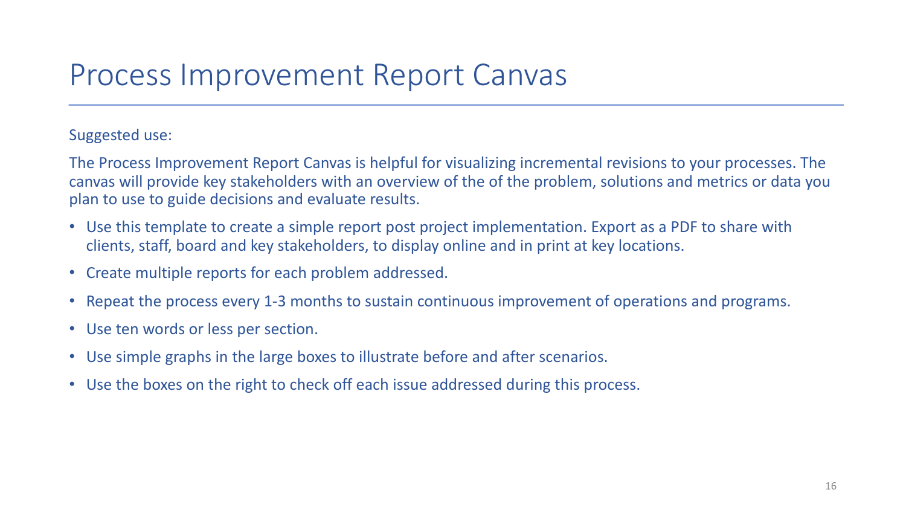# Process Improvement Report Canvas

Suggested use:

The Process Improvement Report Canvas is helpful for visualizing incremental revisions to your processes. The canvas will provide key stakeholders with an overview of the of the problem, solutions and metrics or data you plan to use to guide decisions and evaluate results.

- Use this template to create a simple report post project implementation. Export as a PDF to share with clients, staff, board and key stakeholders, to display online and in print at key locations.
- Create multiple reports for each problem addressed.
- Repeat the process every 1-3 months to sustain continuous improvement of operations and programs.
- Use ten words or less per section.
- Use simple graphs in the large boxes to illustrate before and after scenarios.
- Use the boxes on the right to check off each issue addressed during this process.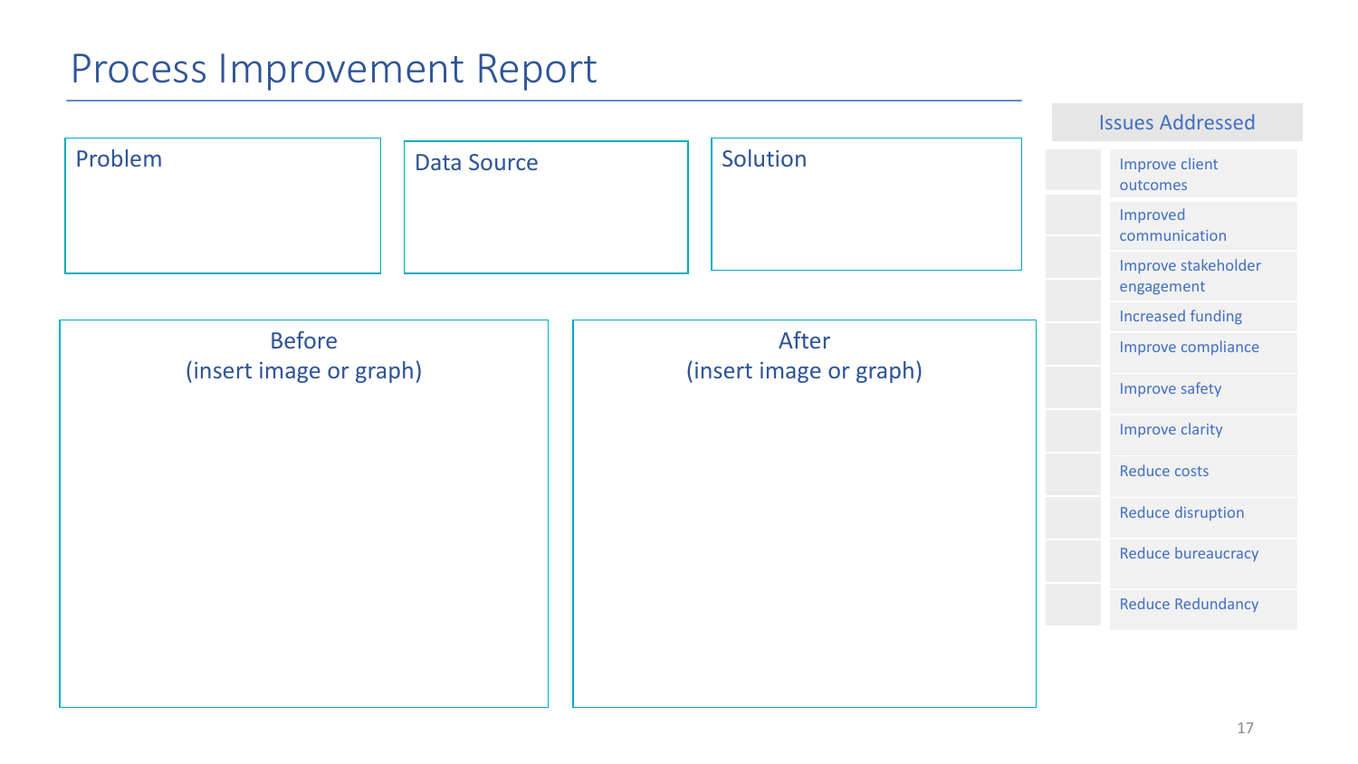# Process Improvement Report

**Problem**

**Data Source**

**Solution**

**Before**
(insert image or graph)

**After**
(insert image or graph)

| | Issues Addressed |
|---|---|
| | Improve client outcomes |
| | Improved communication |
| | Improve stakeholder engagement |
| | Increased funding |
| | Improve compliance |
| | Improve safety |
| | Improve clarity |
| | Reduce costs |
| | Reduce disruption |
| | Reduce bureaucracy |
| | Reduce Redundancy |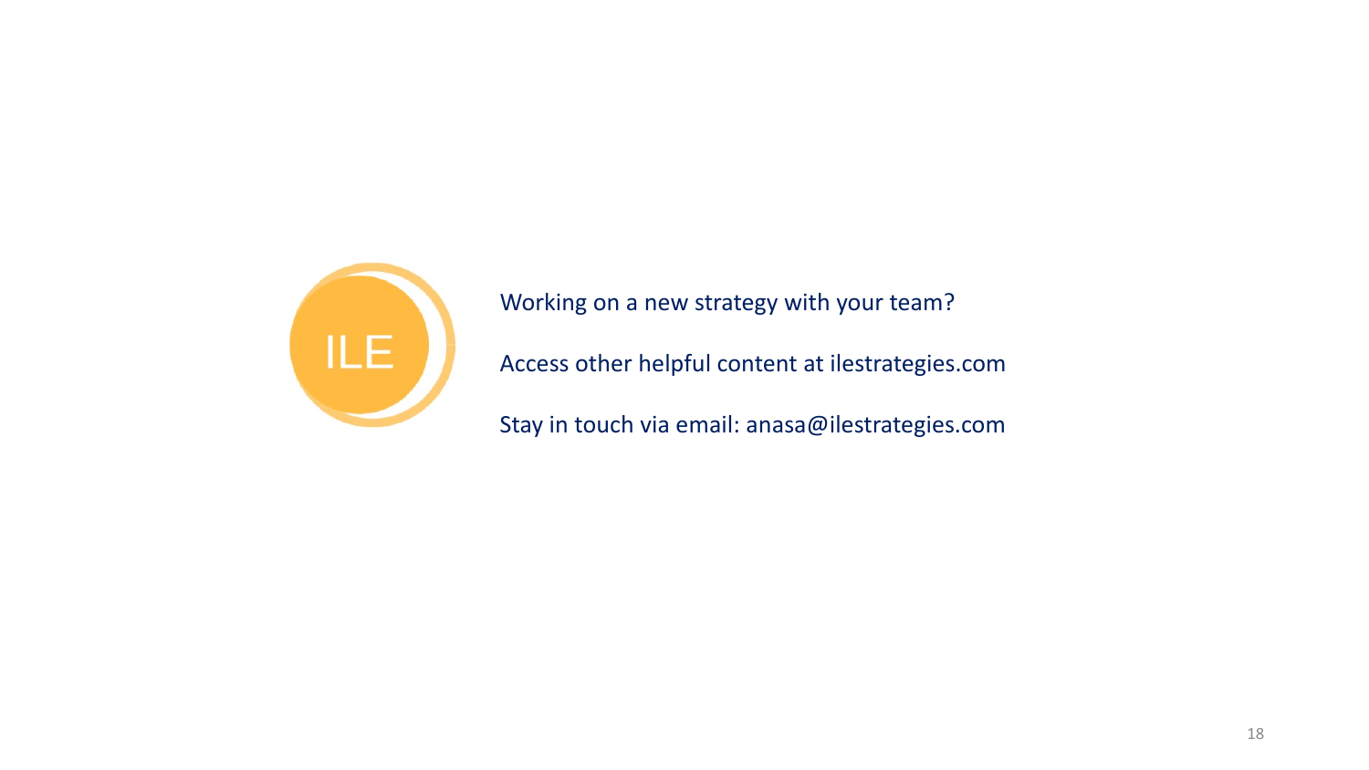ILE

Working on a new strategy with your team?

Access other helpful content at ilestrategies.com

Stay in touch via email: anasa@ilestrategies.com